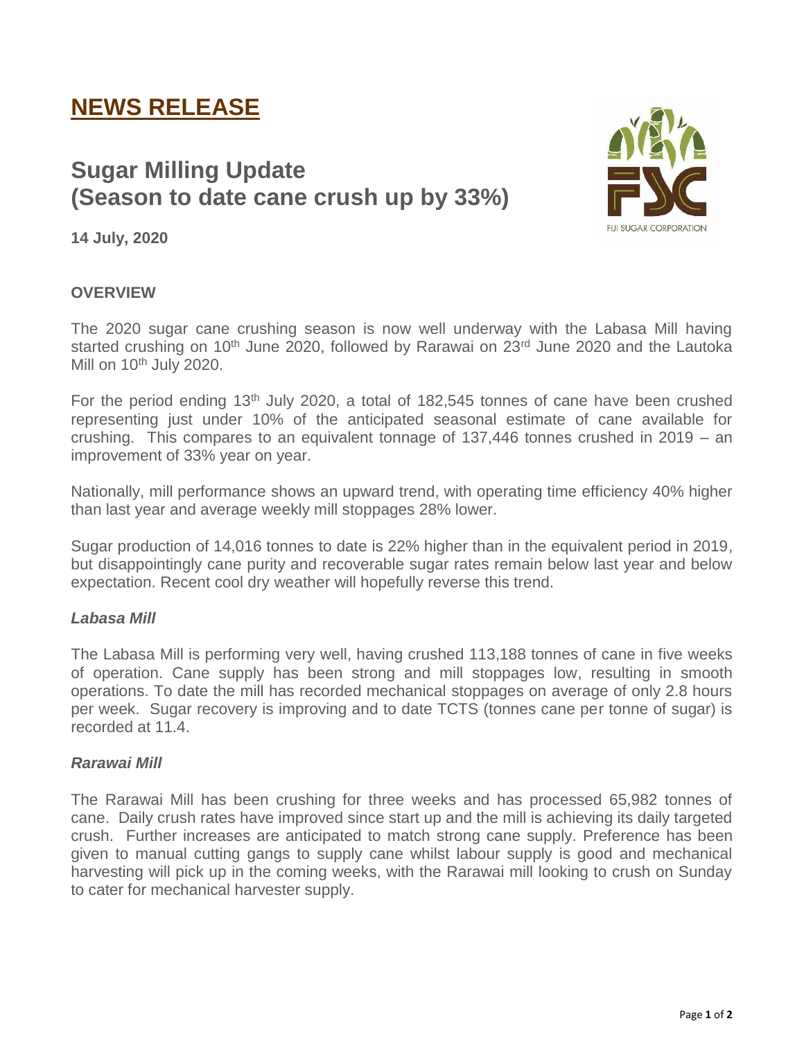# NEWS RELEASE

## Sugar Milling Update (Season to date cane crush up by 33%)

**14 July, 2020**

### OVERVIEW

The 2020 sugar cane crushing season is now well underway with the Labasa Mill having started crushing on 10th June 2020, followed by Rarawai on 23rd June 2020 and the Lautoka Mill on 10th July 2020.

For the period ending 13th July 2020, a total of 182,545 tonnes of cane have been crushed representing just under 10% of the anticipated seasonal estimate of cane available for crushing. This compares to an equivalent tonnage of 137,446 tonnes crushed in 2019 – an improvement of 33% year on year.

Nationally, mill performance shows an upward trend, with operating time efficiency 40% higher than last year and average weekly mill stoppages 28% lower.

Sugar production of 14,016 tonnes to date is 22% higher than in the equivalent period in 2019, but disappointingly cane purity and recoverable sugar rates remain below last year and below expectation. Recent cool dry weather will hopefully reverse this trend.

#### *Labasa Mill*

The Labasa Mill is performing very well, having crushed 113,188 tonnes of cane in five weeks of operation. Cane supply has been strong and mill stoppages low, resulting in smooth operations. To date the mill has recorded mechanical stoppages on average of only 2.8 hours per week. Sugar recovery is improving and to date TCTS (tonnes cane per tonne of sugar) is recorded at 11.4.

#### *Rarawai Mill*

The Rarawai Mill has been crushing for three weeks and has processed 65,982 tonnes of cane. Daily crush rates have improved since start up and the mill is achieving its daily targeted crush. Further increases are anticipated to match strong cane supply. Preference has been given to manual cutting gangs to supply cane whilst labour supply is good and mechanical harvesting will pick up in the coming weeks, with the Rarawai mill looking to crush on Sunday to cater for mechanical harvester supply.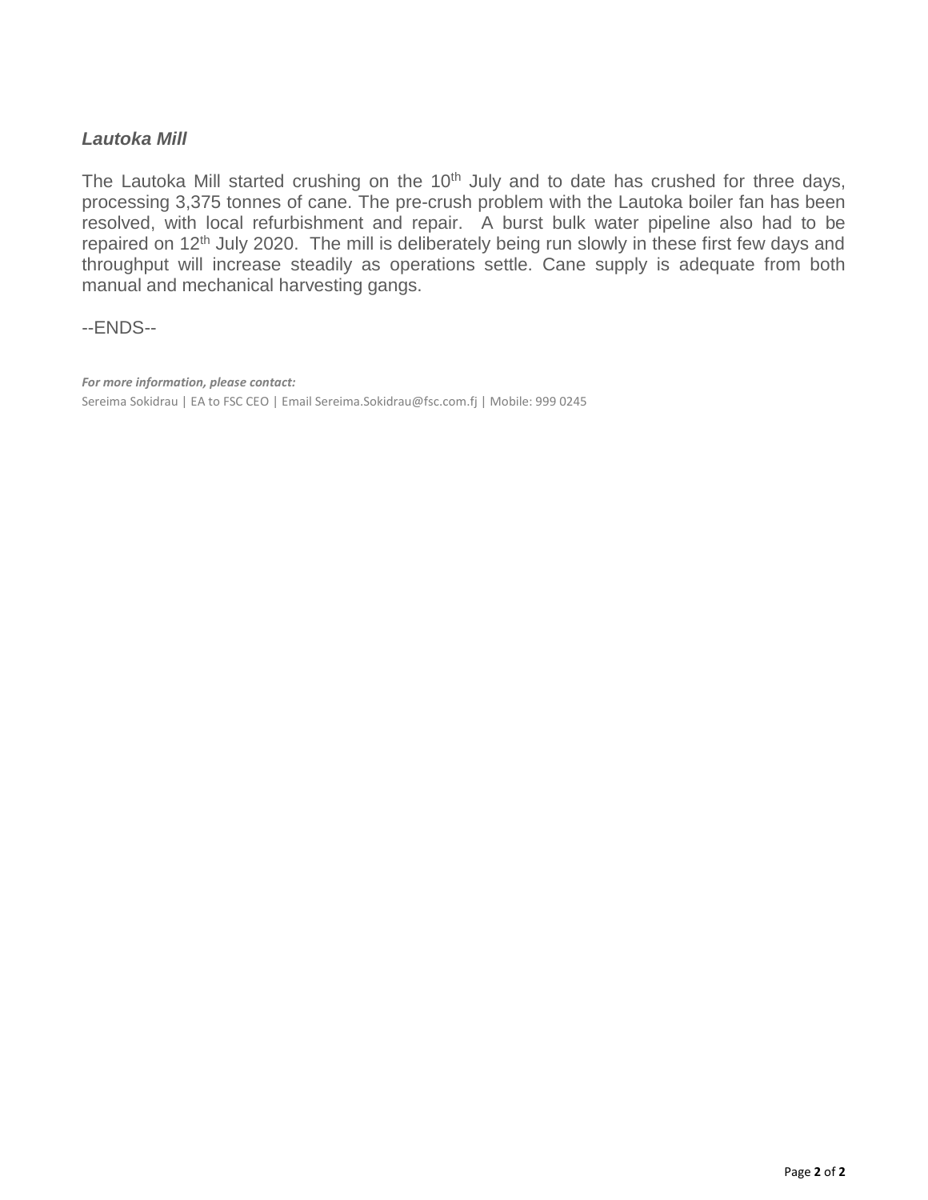### *Lautoka Mill*

The Lautoka Mill started crushing on the 10th July and to date has crushed for three days, processing 3,375 tonnes of cane. The pre-crush problem with the Lautoka boiler fan has been resolved, with local refurbishment and repair. A burst bulk water pipeline also had to be repaired on 12th July 2020. The mill is deliberately being run slowly in these first few days and throughput will increase steadily as operations settle. Cane supply is adequate from both manual and mechanical harvesting gangs.

--ENDS--

***For more information, please contact:***
Sereima Sokidrau | EA to FSC CEO | Email Sereima.Sokidrau@fsc.com.fj | Mobile: 999 0245